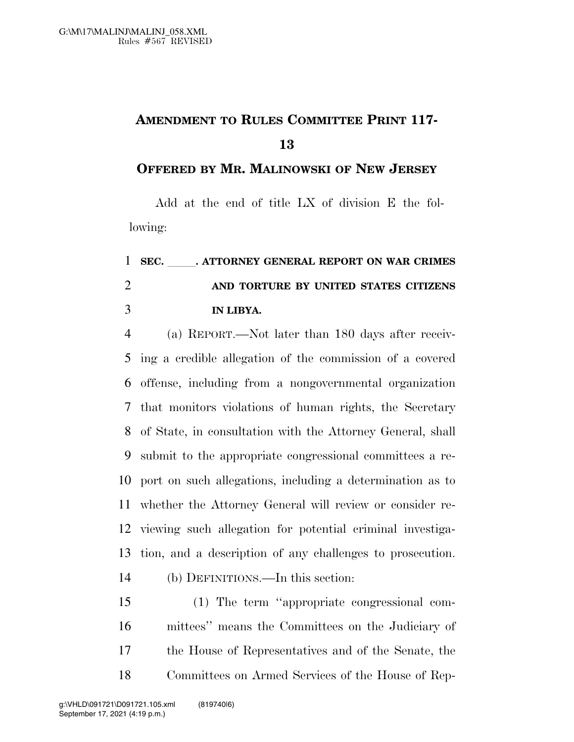# AMENDMENT TO RULES COMMITTEE PRINT 117-13

## OFFERED BY MR. MALINOWSKI OF NEW JERSEY

Add at the end of title LX of division E the following:

**SEC. \_\_\_\_\_. ATTORNEY GENERAL REPORT ON WAR CRIMES AND TORTURE BY UNITED STATES CITIZENS IN LIBYA.**

(a) REPORT.—Not later than 180 days after receiving a credible allegation of the commission of a covered offense, including from a nongovernmental organization that monitors violations of human rights, the Secretary of State, in consultation with the Attorney General, shall submit to the appropriate congressional committees a report on such allegations, including a determination as to whether the Attorney General will review or consider reviewing such allegation for potential criminal investigation, and a description of any challenges to prosecution.

(b) DEFINITIONS.—In this section:

(1) The term "appropriate congressional committees" means the Committees on the Judiciary of the House of Representatives and of the Senate, the Committees on Armed Services of the House of Rep-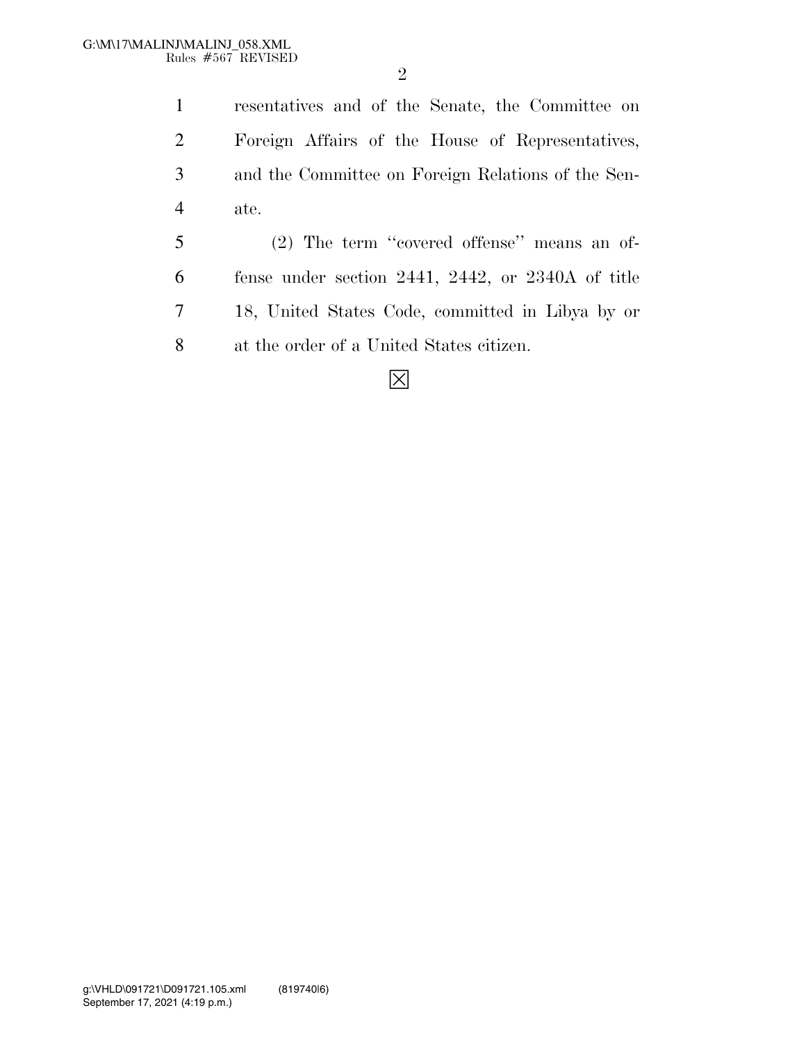resentatives and of the Senate, the Committee on Foreign Affairs of the House of Representatives, and the Committee on Foreign Relations of the Senate.

(2) The term ''covered offense'' means an offense under section 2441, 2442, or 2340A of title 18, United States Code, committed in Libya by or at the order of a United States citizen.

☒